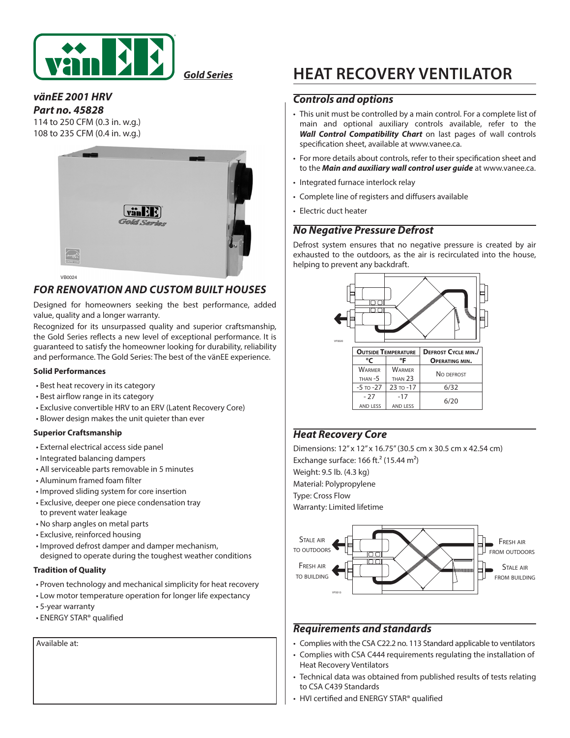Gold Series

# HEAT RECOVERY VENTILATOR

***vänEE 2001 HRV***
***Part no. 45828***

114 to 250 CFM (0.3 in. w.g.)
108 to 235 CFM (0.4 in. w.g.)

VB0024

## *FOR RENOVATION AND CUSTOM BUILT HOUSES*

Designed for homeowners seeking the best performance, added value, quality and a longer warranty.

Recognized for its unsurpassed quality and superior craftsmanship, the Gold Series reflects a new level of exceptional performance. It is guaranteed to satisfy the homeowner looking for durability, reliability and performance. The Gold Series: The best of the vänEE experience.

### Solid Performances

- Best heat recovery in its category
- Best airflow range in its category
- Exclusive convertible HRV to an ERV (Latent Recovery Core)
- Blower design makes the unit quieter than ever

### Superior Craftsmanship

- External electrical access side panel
- Integrated balancing dampers
- All serviceable parts removable in 5 minutes
- Aluminum framed foam filter
- Improved sliding system for core insertion
- Exclusive, deeper one piece condensation tray to prevent water leakage
- No sharp angles on metal parts
- Exclusive, reinforced housing
- Improved defrost damper and damper mechanism, designed to operate during the toughest weather conditions

### Tradition of Quality

- Proven technology and mechanical simplicity for heat recovery
- Low motor temperature operation for longer life expectancy
- 5-year warranty
- ENERGY STAR® qualified

Available at:

## *Controls and options*

- This unit must be controlled by a main control. For a complete list of main and optional auxiliary controls available, refer to the ***Wall Control Compatibility Chart*** on last pages of wall controls specification sheet, available at www.vanee.ca.
- For more details about controls, refer to their specification sheet and to the ***Main and auxiliary wall control user guide*** at www.vanee.ca.
- Integrated furnace interlock relay
- Complete line of registers and diffusers available
- Electric duct heater

## *No Negative Pressure Defrost*

Defrost system ensures that no negative pressure is created by air exhausted to the outdoors, as the air is recirculated into the house, helping to prevent any backdraft.

VF0020

| Outside Temperature | | Defrost Cycle min./ Operating min. |
|---|---|---|
| °C | °F | |
| Warmer than -5 | Warmer than 23 | No defrost |
| -5 to -27 | 23 to -17 | 6/32 |
| - 27 and less | -17 and less | 6/20 |

## *Heat Recovery Core*

Dimensions: 12" x 12" x 16.75" (30.5 cm x 30.5 cm x 42.54 cm)
Exchange surface: 166 ft.² (15.44 m²)
Weight: 9.5 lb. (4.3 kg)
Material: Polypropylene
Type: Cross Flow
Warranty: Limited lifetime

Stale air to outdoors
Fresh air to building
Fresh air from outdoors
Stale air from building

VF0013

## *Requirements and standards*

- Complies with the CSA C22.2 no. 113 Standard applicable to ventilators
- Complies with CSA C444 requirements regulating the installation of Heat Recovery Ventilators
- Technical data was obtained from published results of tests relating to CSA C439 Standards
- HVI certified and ENERGY STAR® qualified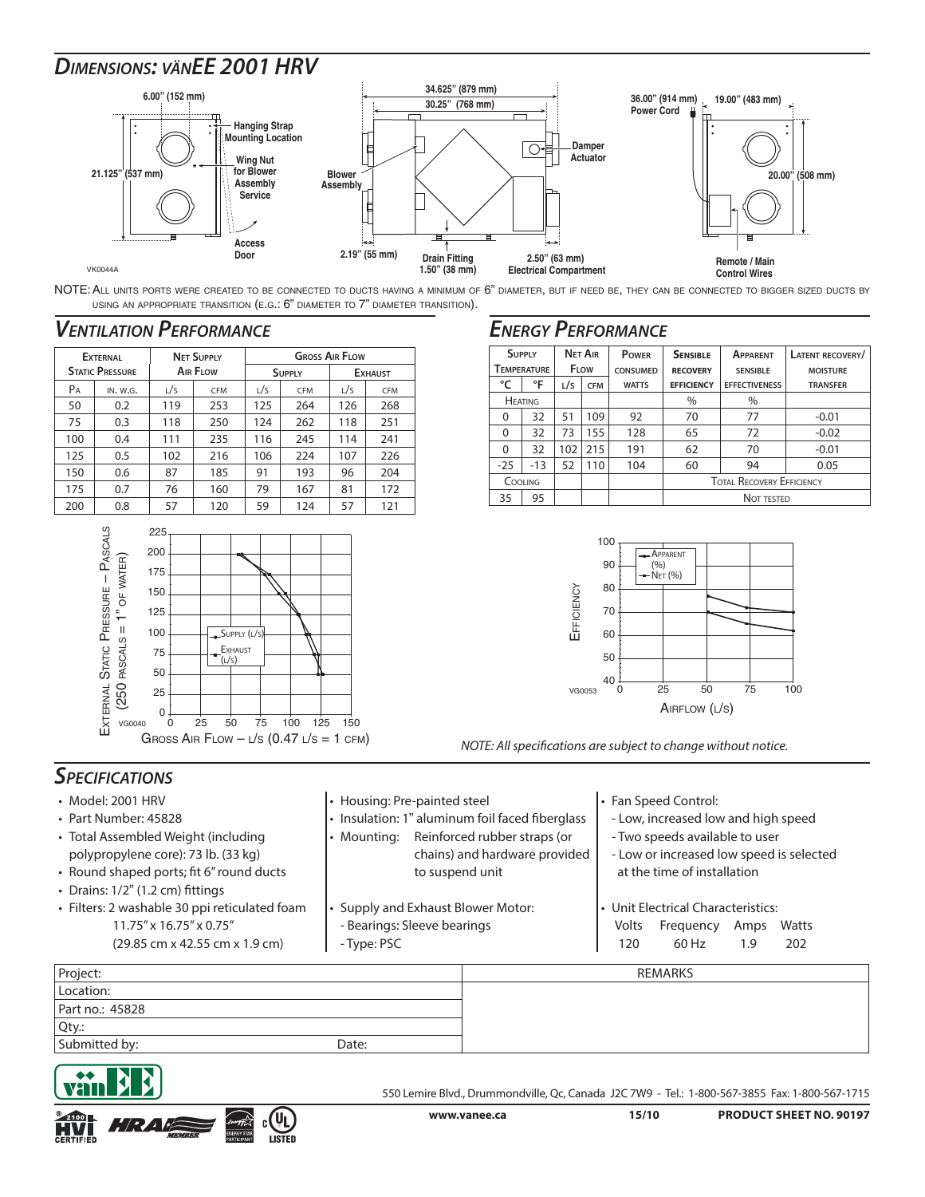## Dimensions: vänEE 2001 HRV

6.00" (152 mm)
Hanging Strap Mounting Location
Wing Nut for Blower Assembly Service
21.125" (537 mm)
Access Door
VK0044A
34.625" (879 mm)
30.25" (768 mm)
Blower Assembly
Damper Actuator
2.19" (55 mm)
Drain Fitting 1.50" (38 mm)
2.50" (63 mm) Electrical Compartment
36.00" (914 mm) Power Cord
19.00" (483 mm)
20.00" (508 mm)
Remote / Main Control Wires

NOTE: All units ports were created to be connected to ducts having a minimum of 6" diameter, but if need be, they can be connected to bigger sized ducts by using an appropriate transition (e.g.: 6" diameter to 7" diameter transition).

## Ventilation Performance

| External Static Pressure | | Net Supply Air Flow | | Gross Air Flow | | | |
|---|---|---|---|---|---|---|---|
| | | | | Supply | | Exhaust | |
| Pa | in. w.g. | L/s | cfm | L/s | cfm | L/s | cfm |
| 50 | 0.2 | 119 | 253 | 125 | 264 | 126 | 268 |
| 75 | 0.3 | 118 | 250 | 124 | 262 | 118 | 251 |
| 100 | 0.4 | 111 | 235 | 116 | 245 | 114 | 241 |
| 125 | 0.5 | 102 | 216 | 106 | 224 | 107 | 226 |
| 150 | 0.6 | 87 | 185 | 91 | 193 | 96 | 204 |
| 175 | 0.7 | 76 | 160 | 79 | 167 | 81 | 172 |
| 200 | 0.8 | 57 | 120 | 59 | 124 | 57 | 121 |

External Static Pressure – Pascals (250 pascals = 1" of water)
225
200
175
150
125
100
75
50
25
0
0 25 50 75 100 125 150
Supply (L/s)
Exhaust (L/s)
VG0040
Gross Air Flow – L/s (0.47 L/s = 1 cfm)

## Energy Performance

| Supply Temperature | | Net Air Flow | | Power consumed | Sensible recovery efficiency | Apparent sensible effectiveness | Latent recovery/ moisture transfer |
|---|---|---|---|---|---|---|---|
| °C | °F | L/s | cfm | watts | | | |
| Heating | | | | | % | % | |
| 0 | 32 | 51 | 109 | 92 | 70 | 77 | -0.01 |
| 0 | 32 | 73 | 155 | 128 | 65 | 72 | -0.02 |
| 0 | 32 | 102 | 215 | 191 | 62 | 70 | -0.01 |
| -25 | -13 | 52 | 110 | 104 | 60 | 94 | 0.05 |
| Cooling | | | | | Total Recovery Efficiency | | |
| 35 | 95 | | | | Not tested | | |

Efficiency
100
90
80
70
60
50
40
0 25 50 75 100
Apparent (%)
Net (%)
VG0053
Airflow (L/s)

*NOTE: All specifications are subject to change without notice.*

## Specifications

- Model: 2001 HRV
- Part Number: 45828
- Total Assembled Weight (including polypropylene core): 73 lb. (33 kg)
- Round shaped ports; fit 6" round ducts
- Drains: 1/2" (1.2 cm) fittings
- Filters: 2 washable 30 ppi reticulated foam 11.75" x 16.75" x 0.75" (29.85 cm x 42.55 cm x 1.9 cm)

- Housing: Pre-painted steel
- Insulation: 1" aluminum foil faced fiberglass
- Mounting: Reinforced rubber straps (or chains) and hardware provided to suspend unit
- Supply and Exhaust Blower Motor:
  - Bearings: Sleeve bearings
  - Type: PSC

- Fan Speed Control:
  - Low, increased low and high speed
  - Two speeds available to user
  - Low or increased low speed is selected at the time of installation
- Unit Electrical Characteristics:

| Volts | Frequency | Amps | Watts |
|---|---|---|---|
| 120 | 60 Hz | 1.9 | 202 |

| Project: | REMARKS |
|---|---|
| Location: | |
| Part no.: 45828 | |
| Qty.: | |
| Submitted by: Date: | |

550 Lemire Blvd., Drummondville, Qc, Canada J2C 7W9 - Tel.: 1-800-567-3855 Fax: 1-800-567-1715

www.vanee.ca 15/10 PRODUCT SHEET NO. 90197